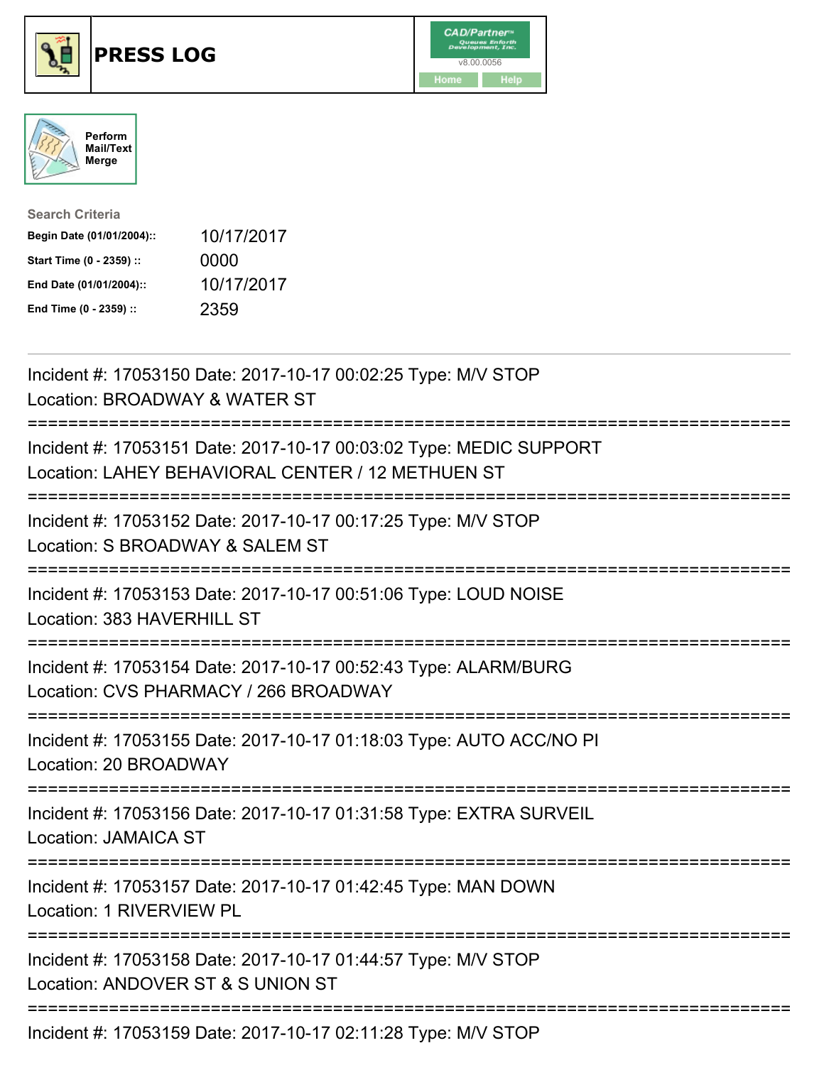# PRESS LOG

CAD/Partner
v8.00.0056
Home Help

Perform Mail/Text Merge

**Search Criteria**

| | |
|---|---|
| **Begin Date (01/01/2004)::** | 10/17/2017 |
| **Start Time (0 - 2359) ::** | 0000 |
| **End Date (01/01/2004)::** | 10/17/2017 |
| **End Time (0 - 2359) ::** | 2359 |

---

Incident #: 17053150 Date: 2017-10-17 00:02:25 Type: M/V STOP
Location: BROADWAY & WATER ST

===========================================================================

Incident #: 17053151 Date: 2017-10-17 00:03:02 Type: MEDIC SUPPORT
Location: LAHEY BEHAVIORAL CENTER / 12 METHUEN ST

===========================================================================

Incident #: 17053152 Date: 2017-10-17 00:17:25 Type: M/V STOP
Location: S BROADWAY & SALEM ST

===========================================================================

Incident #: 17053153 Date: 2017-10-17 00:51:06 Type: LOUD NOISE
Location: 383 HAVERHILL ST

===========================================================================

Incident #: 17053154 Date: 2017-10-17 00:52:43 Type: ALARM/BURG
Location: CVS PHARMACY / 266 BROADWAY

===========================================================================

Incident #: 17053155 Date: 2017-10-17 01:18:03 Type: AUTO ACC/NO PI
Location: 20 BROADWAY

===========================================================================

Incident #: 17053156 Date: 2017-10-17 01:31:58 Type: EXTRA SURVEIL
Location: JAMAICA ST

===========================================================================

Incident #: 17053157 Date: 2017-10-17 01:42:45 Type: MAN DOWN
Location: 1 RIVERVIEW PL

===========================================================================

Incident #: 17053158 Date: 2017-10-17 01:44:57 Type: M/V STOP
Location: ANDOVER ST & S UNION ST

===========================================================================

Incident #: 17053159 Date: 2017-10-17 02:11:28 Type: M/V STOP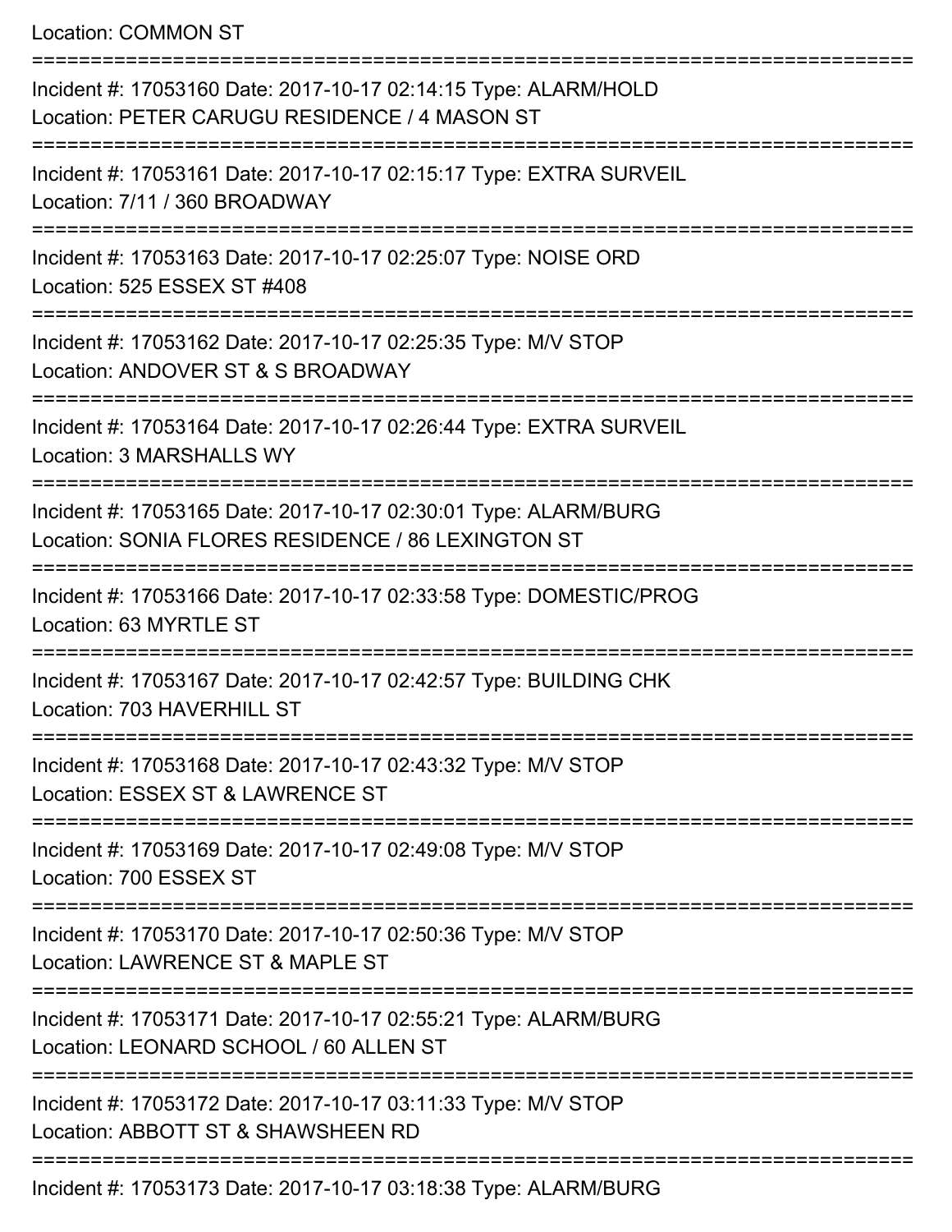Location: COMMON ST

===========================================================================

Incident #: 17053160 Date: 2017-10-17 02:14:15 Type: ALARM/HOLD
Location: PETER CARUGU RESIDENCE / 4 MASON ST

===========================================================================

Incident #: 17053161 Date: 2017-10-17 02:15:17 Type: EXTRA SURVEIL
Location: 7/11 / 360 BROADWAY

===========================================================================

Incident #: 17053163 Date: 2017-10-17 02:25:07 Type: NOISE ORD
Location: 525 ESSEX ST #408

===========================================================================

Incident #: 17053162 Date: 2017-10-17 02:25:35 Type: M/V STOP
Location: ANDOVER ST & S BROADWAY

===========================================================================

Incident #: 17053164 Date: 2017-10-17 02:26:44 Type: EXTRA SURVEIL
Location: 3 MARSHALLS WY

===========================================================================

Incident #: 17053165 Date: 2017-10-17 02:30:01 Type: ALARM/BURG
Location: SONIA FLORES RESIDENCE / 86 LEXINGTON ST

===========================================================================

Incident #: 17053166 Date: 2017-10-17 02:33:58 Type: DOMESTIC/PROG
Location: 63 MYRTLE ST

===========================================================================

Incident #: 17053167 Date: 2017-10-17 02:42:57 Type: BUILDING CHK
Location: 703 HAVERHILL ST

===========================================================================

Incident #: 17053168 Date: 2017-10-17 02:43:32 Type: M/V STOP
Location: ESSEX ST & LAWRENCE ST

===========================================================================

Incident #: 17053169 Date: 2017-10-17 02:49:08 Type: M/V STOP
Location: 700 ESSEX ST

===========================================================================

Incident #: 17053170 Date: 2017-10-17 02:50:36 Type: M/V STOP
Location: LAWRENCE ST & MAPLE ST

===========================================================================

Incident #: 17053171 Date: 2017-10-17 02:55:21 Type: ALARM/BURG
Location: LEONARD SCHOOL / 60 ALLEN ST

===========================================================================

Incident #: 17053172 Date: 2017-10-17 03:11:33 Type: M/V STOP
Location: ABBOTT ST & SHAWSHEEN RD

===========================================================================

Incident #: 17053173 Date: 2017-10-17 03:18:38 Type: ALARM/BURG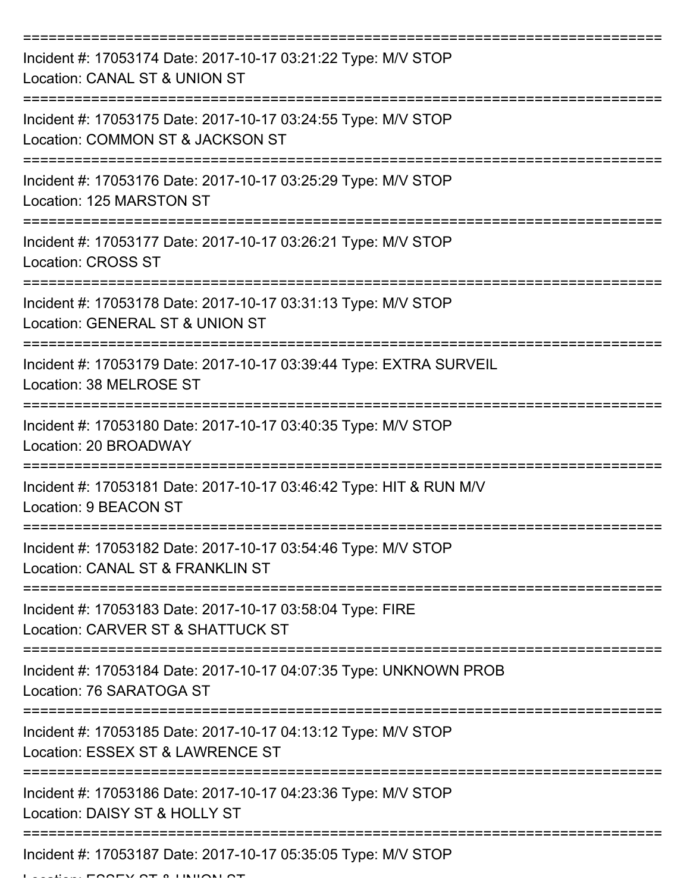===========================================================================
Incident #: 17053174 Date: 2017-10-17 03:21:22 Type: M/V STOP
Location: CANAL ST & UNION ST
===========================================================================
Incident #: 17053175 Date: 2017-10-17 03:24:55 Type: M/V STOP
Location: COMMON ST & JACKSON ST
===========================================================================
Incident #: 17053176 Date: 2017-10-17 03:25:29 Type: M/V STOP
Location: 125 MARSTON ST
===========================================================================
Incident #: 17053177 Date: 2017-10-17 03:26:21 Type: M/V STOP
Location: CROSS ST
===========================================================================
Incident #: 17053178 Date: 2017-10-17 03:31:13 Type: M/V STOP
Location: GENERAL ST & UNION ST
===========================================================================
Incident #: 17053179 Date: 2017-10-17 03:39:44 Type: EXTRA SURVEIL
Location: 38 MELROSE ST
===========================================================================
Incident #: 17053180 Date: 2017-10-17 03:40:35 Type: M/V STOP
Location: 20 BROADWAY
===========================================================================
Incident #: 17053181 Date: 2017-10-17 03:46:42 Type: HIT & RUN M/V
Location: 9 BEACON ST
===========================================================================
Incident #: 17053182 Date: 2017-10-17 03:54:46 Type: M/V STOP
Location: CANAL ST & FRANKLIN ST
===========================================================================
Incident #: 17053183 Date: 2017-10-17 03:58:04 Type: FIRE
Location: CARVER ST & SHATTUCK ST
===========================================================================
Incident #: 17053184 Date: 2017-10-17 04:07:35 Type: UNKNOWN PROB
Location: 76 SARATOGA ST
===========================================================================
Incident #: 17053185 Date: 2017-10-17 04:13:12 Type: M/V STOP
Location: ESSEX ST & LAWRENCE ST
===========================================================================
Incident #: 17053186 Date: 2017-10-17 04:23:36 Type: M/V STOP
Location: DAISY ST & HOLLY ST
===========================================================================
Incident #: 17053187 Date: 2017-10-17 05:35:05 Type: M/V STOP
Location: ESSEX ST & UNION ST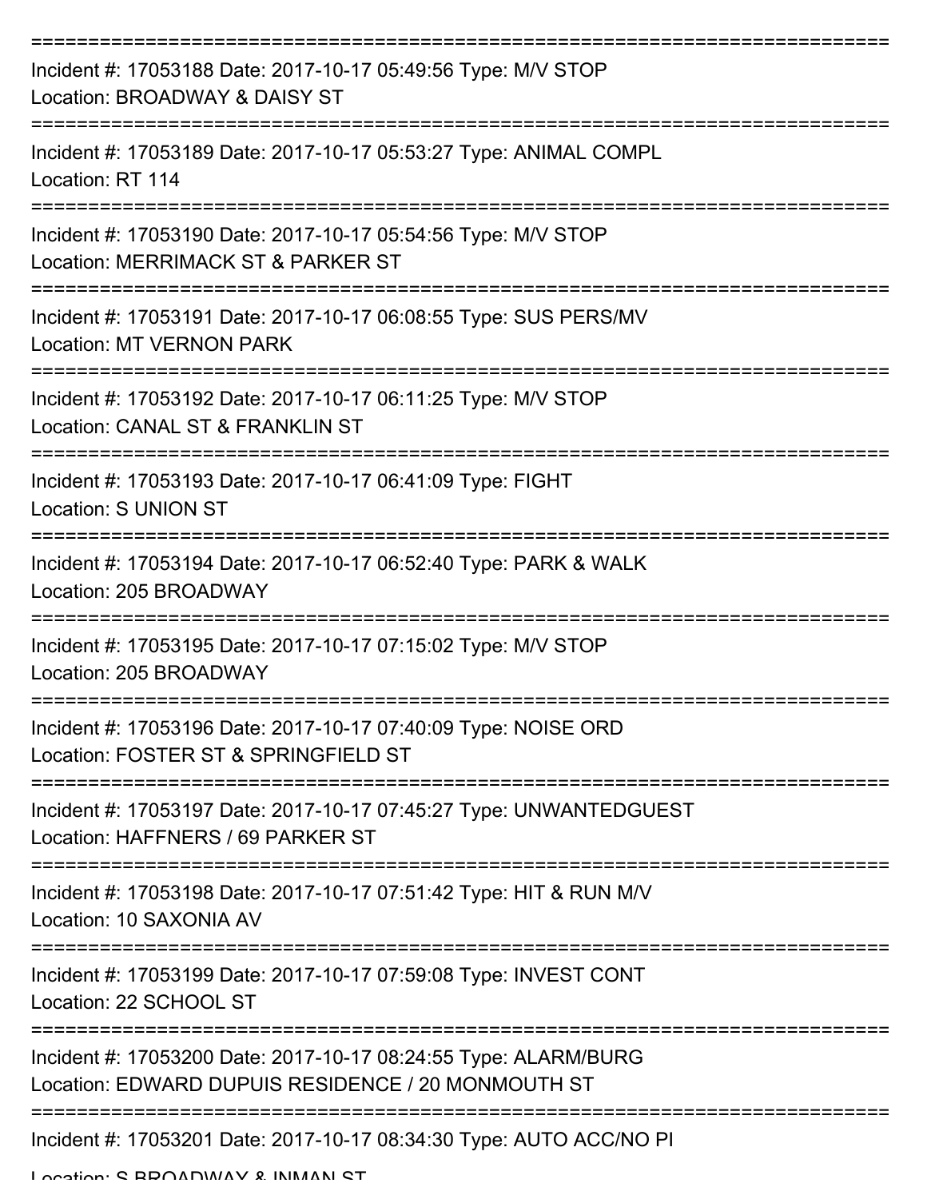===========================================================================

Incident #: 17053188 Date: 2017-10-17 05:49:56 Type: M/V STOP
Location: BROADWAY & DAISY ST

===========================================================================

Incident #: 17053189 Date: 2017-10-17 05:53:27 Type: ANIMAL COMPL
Location: RT 114

===========================================================================

Incident #: 17053190 Date: 2017-10-17 05:54:56 Type: M/V STOP
Location: MERRIMACK ST & PARKER ST

===========================================================================

Incident #: 17053191 Date: 2017-10-17 06:08:55 Type: SUS PERS/MV
Location: MT VERNON PARK

===========================================================================

Incident #: 17053192 Date: 2017-10-17 06:11:25 Type: M/V STOP
Location: CANAL ST & FRANKLIN ST

===========================================================================

Incident #: 17053193 Date: 2017-10-17 06:41:09 Type: FIGHT
Location: S UNION ST

===========================================================================

Incident #: 17053194 Date: 2017-10-17 06:52:40 Type: PARK & WALK
Location: 205 BROADWAY

===========================================================================

Incident #: 17053195 Date: 2017-10-17 07:15:02 Type: M/V STOP
Location: 205 BROADWAY

===========================================================================

Incident #: 17053196 Date: 2017-10-17 07:40:09 Type: NOISE ORD
Location: FOSTER ST & SPRINGFIELD ST

===========================================================================

Incident #: 17053197 Date: 2017-10-17 07:45:27 Type: UNWANTEDGUEST
Location: HAFFNERS / 69 PARKER ST

===========================================================================

Incident #: 17053198 Date: 2017-10-17 07:51:42 Type: HIT & RUN M/V
Location: 10 SAXONIA AV

===========================================================================

Incident #: 17053199 Date: 2017-10-17 07:59:08 Type: INVEST CONT
Location: 22 SCHOOL ST

===========================================================================

Incident #: 17053200 Date: 2017-10-17 08:24:55 Type: ALARM/BURG
Location: EDWARD DUPUIS RESIDENCE / 20 MONMOUTH ST

===========================================================================

Incident #: 17053201 Date: 2017-10-17 08:34:30 Type: AUTO ACC/NO PI
Location: S BROADWAY & INMAN ST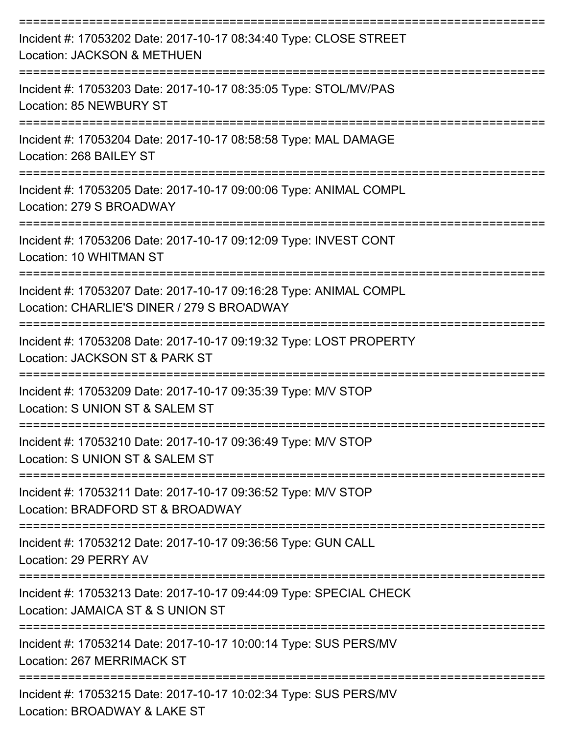Incident #: 17053202 Date: 2017-10-17 08:34:40 Type: CLOSE STREET
Location: JACKSON & METHUEN

---

Incident #: 17053203 Date: 2017-10-17 08:35:05 Type: STOL/MV/PAS
Location: 85 NEWBURY ST

---

Incident #: 17053204 Date: 2017-10-17 08:58:58 Type: MAL DAMAGE
Location: 268 BAILEY ST

---

Incident #: 17053205 Date: 2017-10-17 09:00:06 Type: ANIMAL COMPL
Location: 279 S BROADWAY

---

Incident #: 17053206 Date: 2017-10-17 09:12:09 Type: INVEST CONT
Location: 10 WHITMAN ST

---

Incident #: 17053207 Date: 2017-10-17 09:16:28 Type: ANIMAL COMPL
Location: CHARLIE'S DINER / 279 S BROADWAY

---

Incident #: 17053208 Date: 2017-10-17 09:19:32 Type: LOST PROPERTY
Location: JACKSON ST & PARK ST

---

Incident #: 17053209 Date: 2017-10-17 09:35:39 Type: M/V STOP
Location: S UNION ST & SALEM ST

---

Incident #: 17053210 Date: 2017-10-17 09:36:49 Type: M/V STOP
Location: S UNION ST & SALEM ST

---

Incident #: 17053211 Date: 2017-10-17 09:36:52 Type: M/V STOP
Location: BRADFORD ST & BROADWAY

---

Incident #: 17053212 Date: 2017-10-17 09:36:56 Type: GUN CALL
Location: 29 PERRY AV

---

Incident #: 17053213 Date: 2017-10-17 09:44:09 Type: SPECIAL CHECK
Location: JAMAICA ST & S UNION ST

---

Incident #: 17053214 Date: 2017-10-17 10:00:14 Type: SUS PERS/MV
Location: 267 MERRIMACK ST

---

Incident #: 17053215 Date: 2017-10-17 10:02:34 Type: SUS PERS/MV
Location: BROADWAY & LAKE ST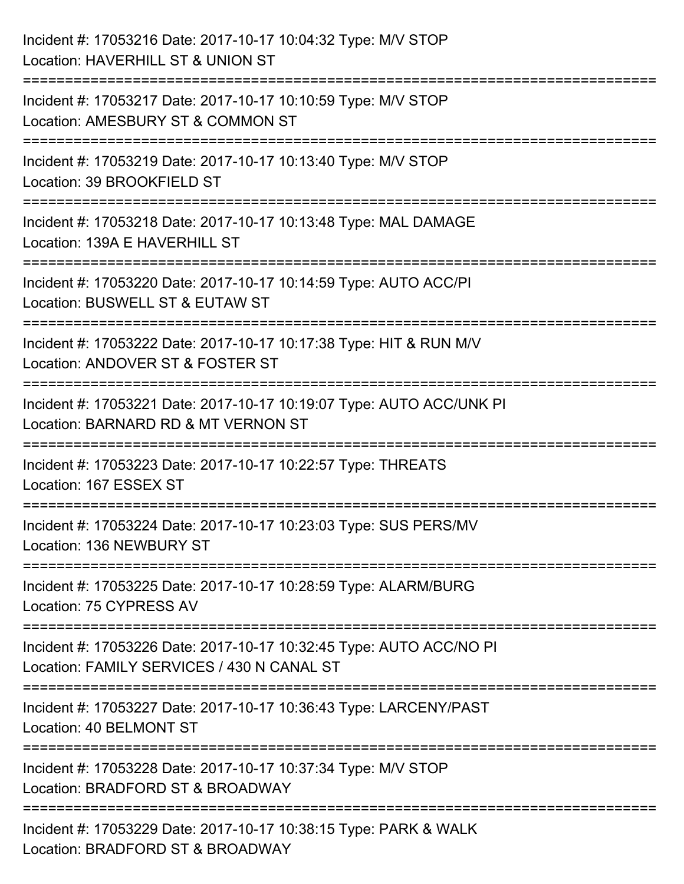Incident #: 17053216 Date: 2017-10-17 10:04:32 Type: M/V STOP
Location: HAVERHILL ST & UNION ST

===========================================================================

Incident #: 17053217 Date: 2017-10-17 10:10:59 Type: M/V STOP
Location: AMESBURY ST & COMMON ST

===========================================================================

Incident #: 17053219 Date: 2017-10-17 10:13:40 Type: M/V STOP
Location: 39 BROOKFIELD ST

===========================================================================

Incident #: 17053218 Date: 2017-10-17 10:13:48 Type: MAL DAMAGE
Location: 139A E HAVERHILL ST

===========================================================================

Incident #: 17053220 Date: 2017-10-17 10:14:59 Type: AUTO ACC/PI
Location: BUSWELL ST & EUTAW ST

===========================================================================

Incident #: 17053222 Date: 2017-10-17 10:17:38 Type: HIT & RUN M/V
Location: ANDOVER ST & FOSTER ST

===========================================================================

Incident #: 17053221 Date: 2017-10-17 10:19:07 Type: AUTO ACC/UNK PI
Location: BARNARD RD & MT VERNON ST

===========================================================================

Incident #: 17053223 Date: 2017-10-17 10:22:57 Type: THREATS
Location: 167 ESSEX ST

===========================================================================

Incident #: 17053224 Date: 2017-10-17 10:23:03 Type: SUS PERS/MV
Location: 136 NEWBURY ST

===========================================================================

Incident #: 17053225 Date: 2017-10-17 10:28:59 Type: ALARM/BURG
Location: 75 CYPRESS AV

===========================================================================

Incident #: 17053226 Date: 2017-10-17 10:32:45 Type: AUTO ACC/NO PI
Location: FAMILY SERVICES / 430 N CANAL ST

===========================================================================

Incident #: 17053227 Date: 2017-10-17 10:36:43 Type: LARCENY/PAST
Location: 40 BELMONT ST

===========================================================================

Incident #: 17053228 Date: 2017-10-17 10:37:34 Type: M/V STOP
Location: BRADFORD ST & BROADWAY

===========================================================================

Incident #: 17053229 Date: 2017-10-17 10:38:15 Type: PARK & WALK
Location: BRADFORD ST & BROADWAY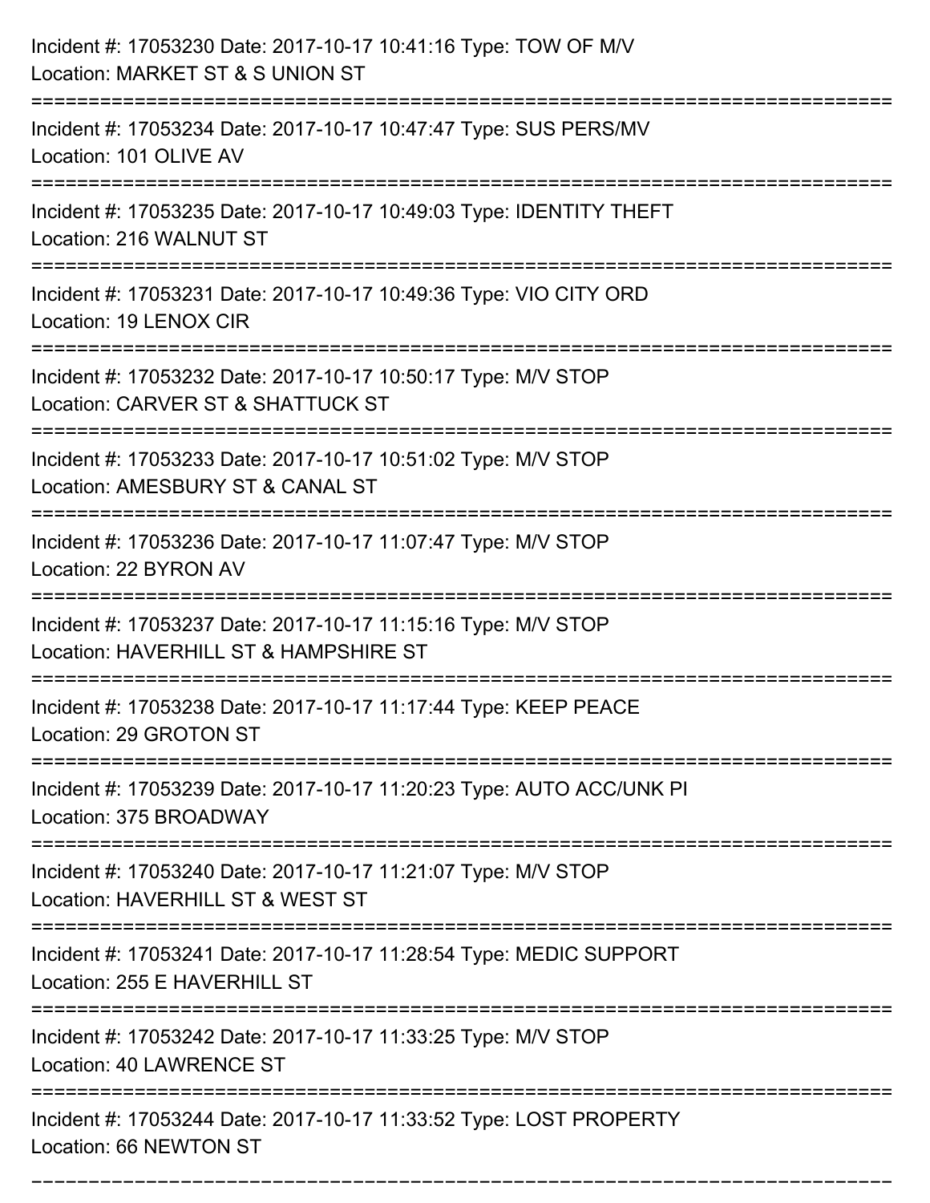Incident #: 17053230 Date: 2017-10-17 10:41:16 Type: TOW OF M/V
Location: MARKET ST & S UNION ST

===========================================================================

Incident #: 17053234 Date: 2017-10-17 10:47:47 Type: SUS PERS/MV
Location: 101 OLIVE AV

===========================================================================

Incident #: 17053235 Date: 2017-10-17 10:49:03 Type: IDENTITY THEFT
Location: 216 WALNUT ST

===========================================================================

Incident #: 17053231 Date: 2017-10-17 10:49:36 Type: VIO CITY ORD
Location: 19 LENOX CIR

===========================================================================

Incident #: 17053232 Date: 2017-10-17 10:50:17 Type: M/V STOP
Location: CARVER ST & SHATTUCK ST

===========================================================================

Incident #: 17053233 Date: 2017-10-17 10:51:02 Type: M/V STOP
Location: AMESBURY ST & CANAL ST

===========================================================================

Incident #: 17053236 Date: 2017-10-17 11:07:47 Type: M/V STOP
Location: 22 BYRON AV

===========================================================================

Incident #: 17053237 Date: 2017-10-17 11:15:16 Type: M/V STOP
Location: HAVERHILL ST & HAMPSHIRE ST

===========================================================================

Incident #: 17053238 Date: 2017-10-17 11:17:44 Type: KEEP PEACE
Location: 29 GROTON ST

===========================================================================

Incident #: 17053239 Date: 2017-10-17 11:20:23 Type: AUTO ACC/UNK PI
Location: 375 BROADWAY

===========================================================================

Incident #: 17053240 Date: 2017-10-17 11:21:07 Type: M/V STOP
Location: HAVERHILL ST & WEST ST

===========================================================================

Incident #: 17053241 Date: 2017-10-17 11:28:54 Type: MEDIC SUPPORT
Location: 255 E HAVERHILL ST

===========================================================================

Incident #: 17053242 Date: 2017-10-17 11:33:25 Type: M/V STOP
Location: 40 LAWRENCE ST

===========================================================================

Incident #: 17053244 Date: 2017-10-17 11:33:52 Type: LOST PROPERTY
Location: 66 NEWTON ST

===========================================================================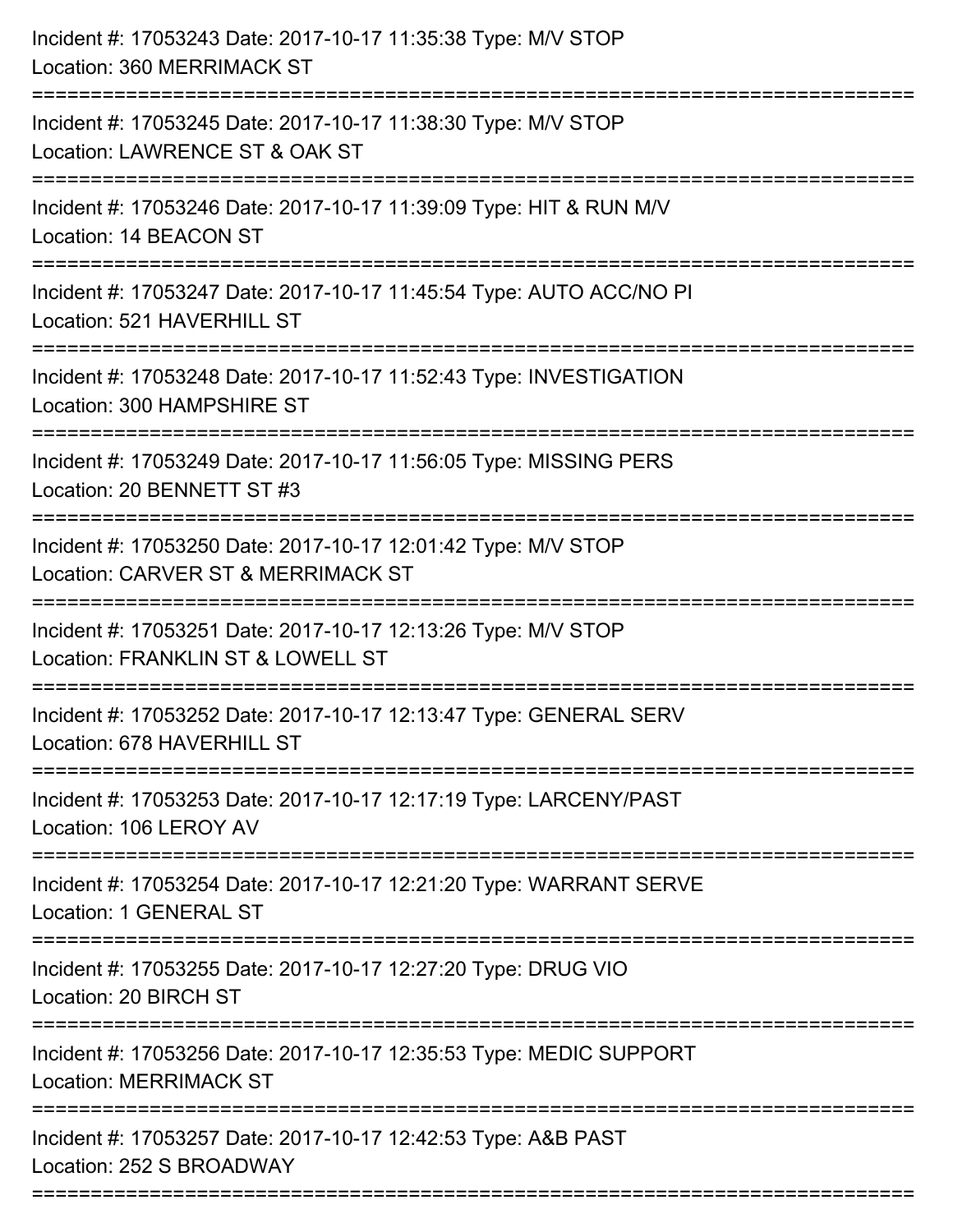Incident #: 17053243 Date: 2017-10-17 11:35:38 Type: M/V STOP
Location: 360 MERRIMACK ST

===========================================================================

Incident #: 17053245 Date: 2017-10-17 11:38:30 Type: M/V STOP
Location: LAWRENCE ST & OAK ST

===========================================================================

Incident #: 17053246 Date: 2017-10-17 11:39:09 Type: HIT & RUN M/V
Location: 14 BEACON ST

===========================================================================

Incident #: 17053247 Date: 2017-10-17 11:45:54 Type: AUTO ACC/NO PI
Location: 521 HAVERHILL ST

===========================================================================

Incident #: 17053248 Date: 2017-10-17 11:52:43 Type: INVESTIGATION
Location: 300 HAMPSHIRE ST

===========================================================================

Incident #: 17053249 Date: 2017-10-17 11:56:05 Type: MISSING PERS
Location: 20 BENNETT ST #3

===========================================================================

Incident #: 17053250 Date: 2017-10-17 12:01:42 Type: M/V STOP
Location: CARVER ST & MERRIMACK ST

===========================================================================

Incident #: 17053251 Date: 2017-10-17 12:13:26 Type: M/V STOP
Location: FRANKLIN ST & LOWELL ST

===========================================================================

Incident #: 17053252 Date: 2017-10-17 12:13:47 Type: GENERAL SERV
Location: 678 HAVERHILL ST

===========================================================================

Incident #: 17053253 Date: 2017-10-17 12:17:19 Type: LARCENY/PAST
Location: 106 LEROY AV

===========================================================================

Incident #: 17053254 Date: 2017-10-17 12:21:20 Type: WARRANT SERVE
Location: 1 GENERAL ST

===========================================================================

Incident #: 17053255 Date: 2017-10-17 12:27:20 Type: DRUG VIO
Location: 20 BIRCH ST

===========================================================================

Incident #: 17053256 Date: 2017-10-17 12:35:53 Type: MEDIC SUPPORT
Location: MERRIMACK ST

===========================================================================

Incident #: 17053257 Date: 2017-10-17 12:42:53 Type: A&B PAST
Location: 252 S BROADWAY

===========================================================================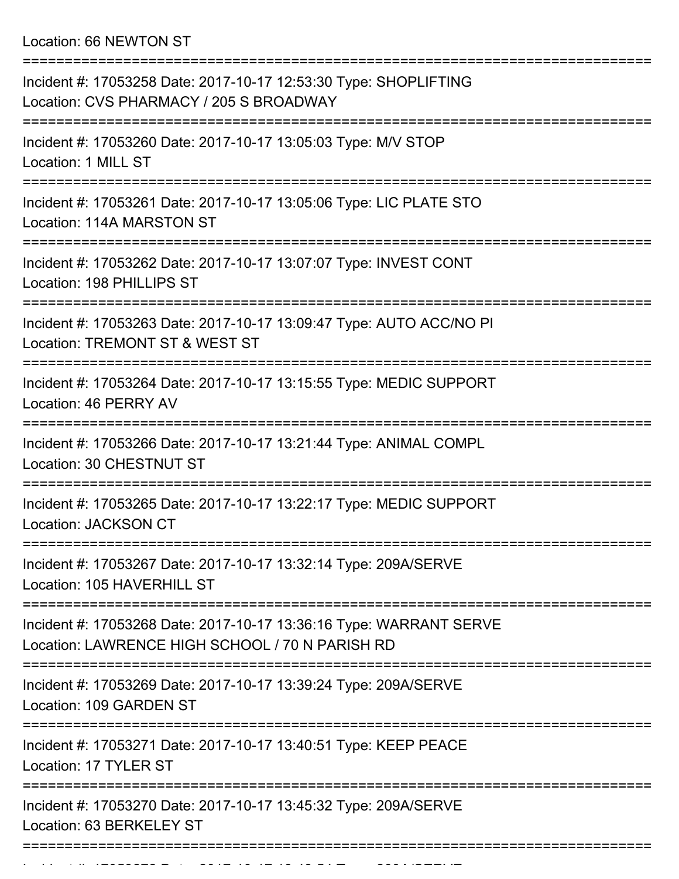Location: 66 NEWTON ST

===========================================================================

Incident #: 17053258 Date: 2017-10-17 12:53:30 Type: SHOPLIFTING
Location: CVS PHARMACY / 205 S BROADWAY

===========================================================================

Incident #: 17053260 Date: 2017-10-17 13:05:03 Type: M/V STOP
Location: 1 MILL ST

===========================================================================

Incident #: 17053261 Date: 2017-10-17 13:05:06 Type: LIC PLATE STO
Location: 114A MARSTON ST

===========================================================================

Incident #: 17053262 Date: 2017-10-17 13:07:07 Type: INVEST CONT
Location: 198 PHILLIPS ST

===========================================================================

Incident #: 17053263 Date: 2017-10-17 13:09:47 Type: AUTO ACC/NO PI
Location: TREMONT ST & WEST ST

===========================================================================

Incident #: 17053264 Date: 2017-10-17 13:15:55 Type: MEDIC SUPPORT
Location: 46 PERRY AV

===========================================================================

Incident #: 17053266 Date: 2017-10-17 13:21:44 Type: ANIMAL COMPL
Location: 30 CHESTNUT ST

===========================================================================

Incident #: 17053265 Date: 2017-10-17 13:22:17 Type: MEDIC SUPPORT
Location: JACKSON CT

===========================================================================

Incident #: 17053267 Date: 2017-10-17 13:32:14 Type: 209A/SERVE
Location: 105 HAVERHILL ST

===========================================================================

Incident #: 17053268 Date: 2017-10-17 13:36:16 Type: WARRANT SERVE
Location: LAWRENCE HIGH SCHOOL / 70 N PARISH RD

===========================================================================

Incident #: 17053269 Date: 2017-10-17 13:39:24 Type: 209A/SERVE
Location: 109 GARDEN ST

===========================================================================

Incident #: 17053271 Date: 2017-10-17 13:40:51 Type: KEEP PEACE
Location: 17 TYLER ST

===========================================================================

Incident #: 17053270 Date: 2017-10-17 13:45:32 Type: 209A/SERVE
Location: 63 BERKELEY ST

===========================================================================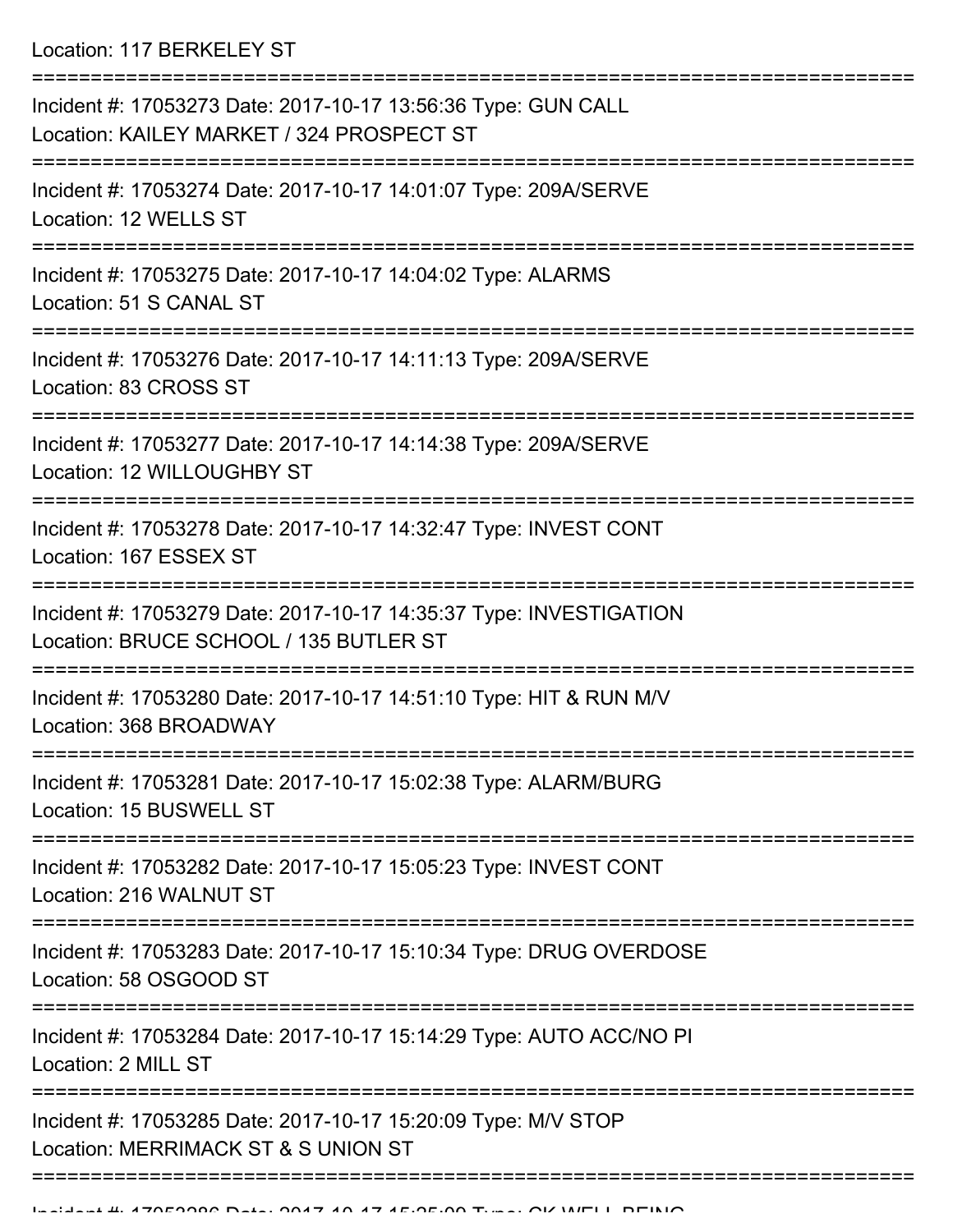Location: 117 BERKELEY ST

===========================================================================

Incident #: 17053273 Date: 2017-10-17 13:56:36 Type: GUN CALL
Location: KAILEY MARKET / 324 PROSPECT ST

===========================================================================

Incident #: 17053274 Date: 2017-10-17 14:01:07 Type: 209A/SERVE
Location: 12 WELLS ST

===========================================================================

Incident #: 17053275 Date: 2017-10-17 14:04:02 Type: ALARMS
Location: 51 S CANAL ST

===========================================================================

Incident #: 17053276 Date: 2017-10-17 14:11:13 Type: 209A/SERVE
Location: 83 CROSS ST

===========================================================================

Incident #: 17053277 Date: 2017-10-17 14:14:38 Type: 209A/SERVE
Location: 12 WILLOUGHBY ST

===========================================================================

Incident #: 17053278 Date: 2017-10-17 14:32:47 Type: INVEST CONT
Location: 167 ESSEX ST

===========================================================================

Incident #: 17053279 Date: 2017-10-17 14:35:37 Type: INVESTIGATION
Location: BRUCE SCHOOL / 135 BUTLER ST

===========================================================================

Incident #: 17053280 Date: 2017-10-17 14:51:10 Type: HIT & RUN M/V
Location: 368 BROADWAY

===========================================================================

Incident #: 17053281 Date: 2017-10-17 15:02:38 Type: ALARM/BURG
Location: 15 BUSWELL ST

===========================================================================

Incident #: 17053282 Date: 2017-10-17 15:05:23 Type: INVEST CONT
Location: 216 WALNUT ST

===========================================================================

Incident #: 17053283 Date: 2017-10-17 15:10:34 Type: DRUG OVERDOSE
Location: 58 OSGOOD ST

===========================================================================

Incident #: 17053284 Date: 2017-10-17 15:14:29 Type: AUTO ACC/NO PI
Location: 2 MILL ST

===========================================================================

Incident #: 17053285 Date: 2017-10-17 15:20:09 Type: M/V STOP
Location: MERRIMACK ST & S UNION ST

===========================================================================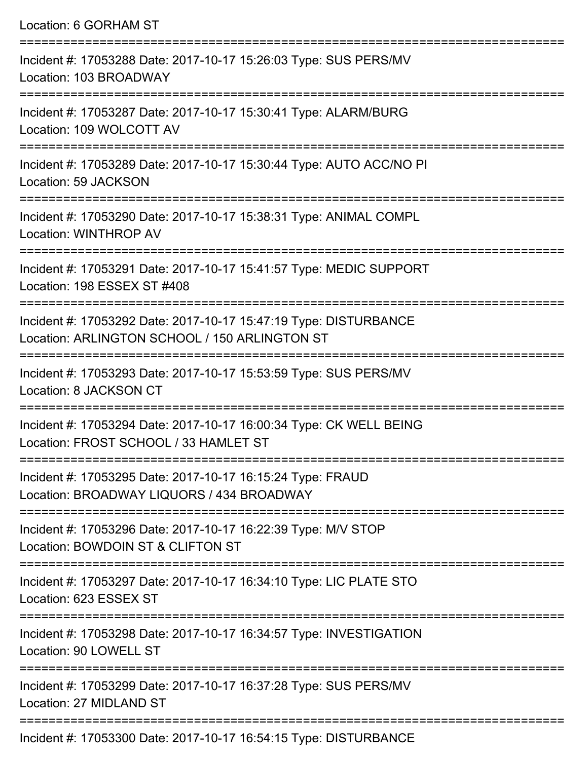Location: 6 GORHAM ST

===========================================================================

Incident #: 17053288 Date: 2017-10-17 15:26:03 Type: SUS PERS/MV
Location: 103 BROADWAY

===========================================================================

Incident #: 17053287 Date: 2017-10-17 15:30:41 Type: ALARM/BURG
Location: 109 WOLCOTT AV

===========================================================================

Incident #: 17053289 Date: 2017-10-17 15:30:44 Type: AUTO ACC/NO PI
Location: 59 JACKSON

===========================================================================

Incident #: 17053290 Date: 2017-10-17 15:38:31 Type: ANIMAL COMPL
Location: WINTHROP AV

===========================================================================

Incident #: 17053291 Date: 2017-10-17 15:41:57 Type: MEDIC SUPPORT
Location: 198 ESSEX ST #408

===========================================================================

Incident #: 17053292 Date: 2017-10-17 15:47:19 Type: DISTURBANCE
Location: ARLINGTON SCHOOL / 150 ARLINGTON ST

===========================================================================

Incident #: 17053293 Date: 2017-10-17 15:53:59 Type: SUS PERS/MV
Location: 8 JACKSON CT

===========================================================================

Incident #: 17053294 Date: 2017-10-17 16:00:34 Type: CK WELL BEING
Location: FROST SCHOOL / 33 HAMLET ST

===========================================================================

Incident #: 17053295 Date: 2017-10-17 16:15:24 Type: FRAUD
Location: BROADWAY LIQUORS / 434 BROADWAY

===========================================================================

Incident #: 17053296 Date: 2017-10-17 16:22:39 Type: M/V STOP
Location: BOWDOIN ST & CLIFTON ST

===========================================================================

Incident #: 17053297 Date: 2017-10-17 16:34:10 Type: LIC PLATE STO
Location: 623 ESSEX ST

===========================================================================

Incident #: 17053298 Date: 2017-10-17 16:34:57 Type: INVESTIGATION
Location: 90 LOWELL ST

===========================================================================

Incident #: 17053299 Date: 2017-10-17 16:37:28 Type: SUS PERS/MV
Location: 27 MIDLAND ST

===========================================================================

Incident #: 17053300 Date: 2017-10-17 16:54:15 Type: DISTURBANCE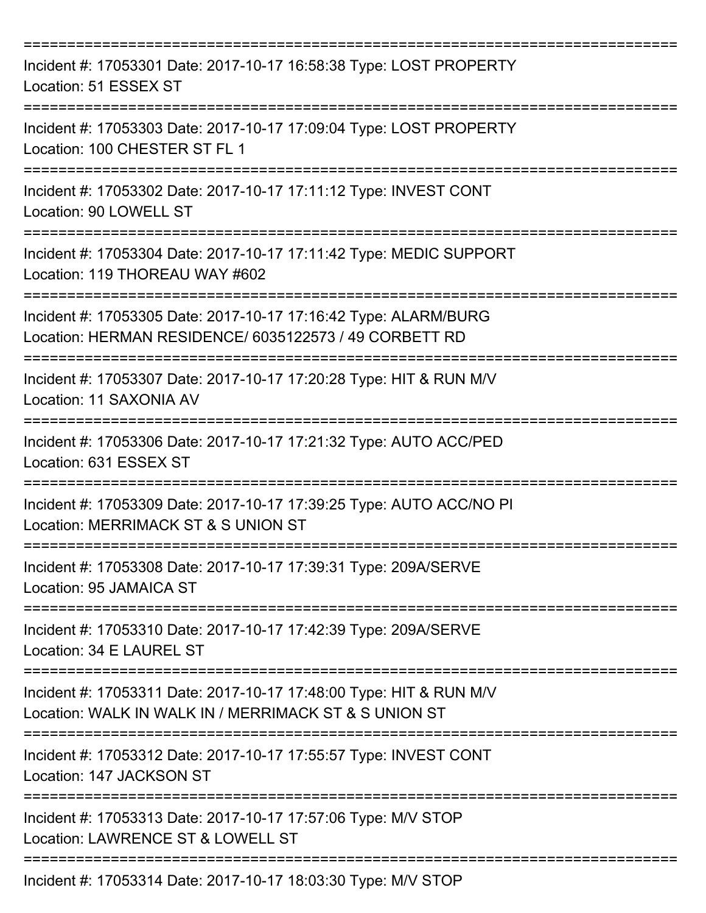===========================================================================

Incident #: 17053301 Date: 2017-10-17 16:58:38 Type: LOST PROPERTY
Location: 51 ESSEX ST

===========================================================================

Incident #: 17053303 Date: 2017-10-17 17:09:04 Type: LOST PROPERTY
Location: 100 CHESTER ST FL 1

===========================================================================

Incident #: 17053302 Date: 2017-10-17 17:11:12 Type: INVEST CONT
Location: 90 LOWELL ST

===========================================================================

Incident #: 17053304 Date: 2017-10-17 17:11:42 Type: MEDIC SUPPORT
Location: 119 THOREAU WAY #602

===========================================================================

Incident #: 17053305 Date: 2017-10-17 17:16:42 Type: ALARM/BURG
Location: HERMAN RESIDENCE/ 6035122573 / 49 CORBETT RD

===========================================================================

Incident #: 17053307 Date: 2017-10-17 17:20:28 Type: HIT & RUN M/V
Location: 11 SAXONIA AV

===========================================================================

Incident #: 17053306 Date: 2017-10-17 17:21:32 Type: AUTO ACC/PED
Location: 631 ESSEX ST

===========================================================================

Incident #: 17053309 Date: 2017-10-17 17:39:25 Type: AUTO ACC/NO PI
Location: MERRIMACK ST & S UNION ST

===========================================================================

Incident #: 17053308 Date: 2017-10-17 17:39:31 Type: 209A/SERVE
Location: 95 JAMAICA ST

===========================================================================

Incident #: 17053310 Date: 2017-10-17 17:42:39 Type: 209A/SERVE
Location: 34 E LAUREL ST

===========================================================================

Incident #: 17053311 Date: 2017-10-17 17:48:00 Type: HIT & RUN M/V
Location: WALK IN WALK IN / MERRIMACK ST & S UNION ST

===========================================================================

Incident #: 17053312 Date: 2017-10-17 17:55:57 Type: INVEST CONT
Location: 147 JACKSON ST

===========================================================================

Incident #: 17053313 Date: 2017-10-17 17:57:06 Type: M/V STOP
Location: LAWRENCE ST & LOWELL ST

===========================================================================

Incident #: 17053314 Date: 2017-10-17 18:03:30 Type: M/V STOP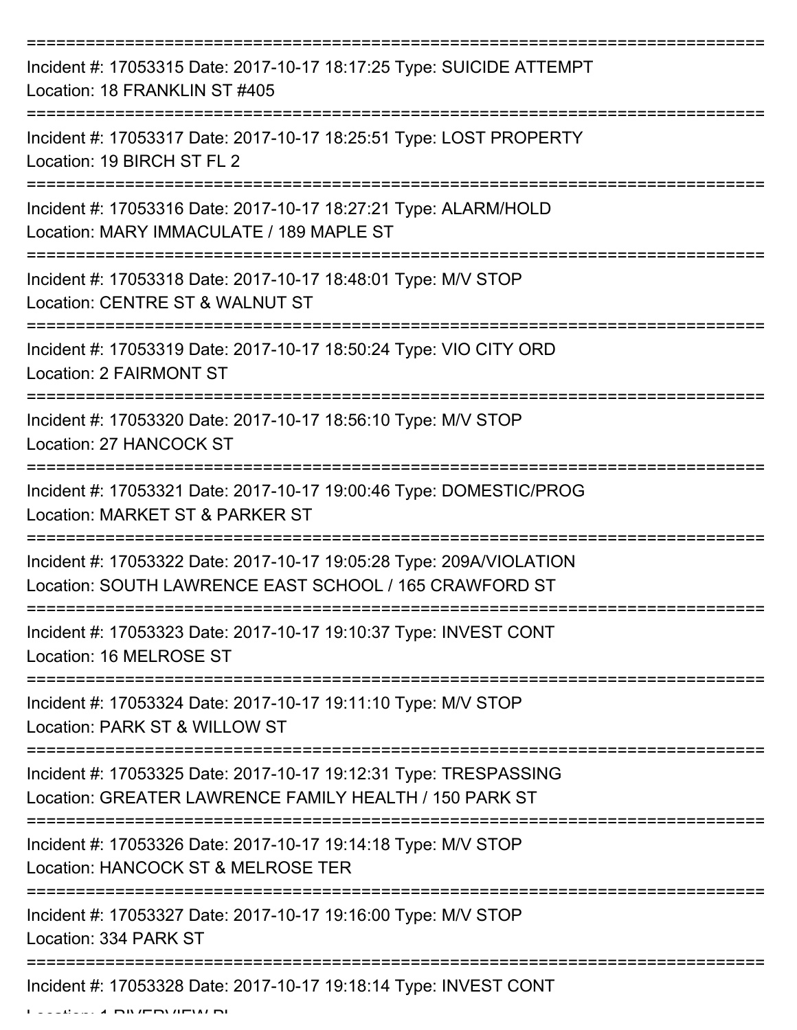Incident #: 17053315 Date: 2017-10-17 18:17:25 Type: SUICIDE ATTEMPT
Location: 18 FRANKLIN ST #405

Incident #: 17053317 Date: 2017-10-17 18:25:51 Type: LOST PROPERTY
Location: 19 BIRCH ST FL 2

Incident #: 17053316 Date: 2017-10-17 18:27:21 Type: ALARM/HOLD
Location: MARY IMMACULATE / 189 MAPLE ST

Incident #: 17053318 Date: 2017-10-17 18:48:01 Type: M/V STOP
Location: CENTRE ST & WALNUT ST

Incident #: 17053319 Date: 2017-10-17 18:50:24 Type: VIO CITY ORD
Location: 2 FAIRMONT ST

Incident #: 17053320 Date: 2017-10-17 18:56:10 Type: M/V STOP
Location: 27 HANCOCK ST

Incident #: 17053321 Date: 2017-10-17 19:00:46 Type: DOMESTIC/PROG
Location: MARKET ST & PARKER ST

Incident #: 17053322 Date: 2017-10-17 19:05:28 Type: 209A/VIOLATION
Location: SOUTH LAWRENCE EAST SCHOOL / 165 CRAWFORD ST

Incident #: 17053323 Date: 2017-10-17 19:10:37 Type: INVEST CONT
Location: 16 MELROSE ST

Incident #: 17053324 Date: 2017-10-17 19:11:10 Type: M/V STOP
Location: PARK ST & WILLOW ST

Incident #: 17053325 Date: 2017-10-17 19:12:31 Type: TRESPASSING
Location: GREATER LAWRENCE FAMILY HEALTH / 150 PARK ST

Incident #: 17053326 Date: 2017-10-17 19:14:18 Type: M/V STOP
Location: HANCOCK ST & MELROSE TER

Incident #: 17053327 Date: 2017-10-17 19:16:00 Type: M/V STOP
Location: 334 PARK ST

Incident #: 17053328 Date: 2017-10-17 19:18:14 Type: INVEST CONT
Location: 1 RIVERVIEW PL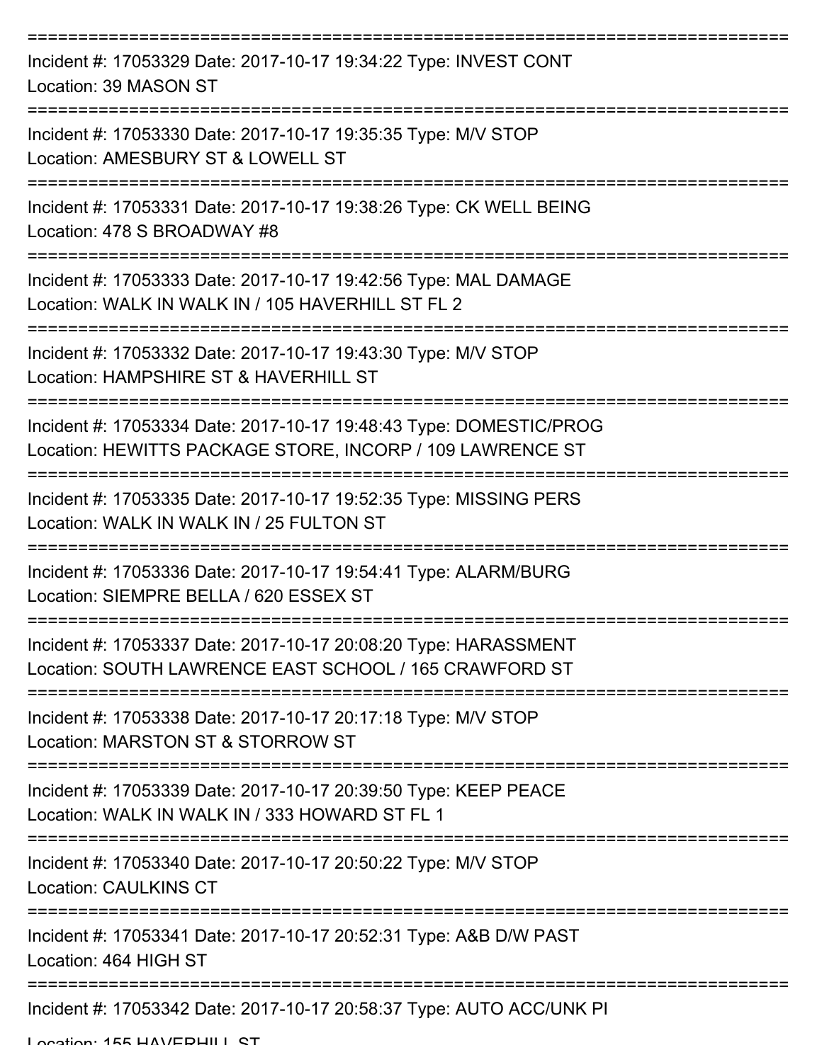===========================================================================

Incident #: 17053329 Date: 2017-10-17 19:34:22 Type: INVEST CONT
Location: 39 MASON ST

===========================================================================

Incident #: 17053330 Date: 2017-10-17 19:35:35 Type: M/V STOP
Location: AMESBURY ST & LOWELL ST

===========================================================================

Incident #: 17053331 Date: 2017-10-17 19:38:26 Type: CK WELL BEING
Location: 478 S BROADWAY #8

===========================================================================

Incident #: 17053333 Date: 2017-10-17 19:42:56 Type: MAL DAMAGE
Location: WALK IN WALK IN / 105 HAVERHILL ST FL 2

===========================================================================

Incident #: 17053332 Date: 2017-10-17 19:43:30 Type: M/V STOP
Location: HAMPSHIRE ST & HAVERHILL ST

===========================================================================

Incident #: 17053334 Date: 2017-10-17 19:48:43 Type: DOMESTIC/PROG
Location: HEWITTS PACKAGE STORE, INCORP / 109 LAWRENCE ST

===========================================================================

Incident #: 17053335 Date: 2017-10-17 19:52:35 Type: MISSING PERS
Location: WALK IN WALK IN / 25 FULTON ST

===========================================================================

Incident #: 17053336 Date: 2017-10-17 19:54:41 Type: ALARM/BURG
Location: SIEMPRE BELLA / 620 ESSEX ST

===========================================================================

Incident #: 17053337 Date: 2017-10-17 20:08:20 Type: HARASSMENT
Location: SOUTH LAWRENCE EAST SCHOOL / 165 CRAWFORD ST

===========================================================================

Incident #: 17053338 Date: 2017-10-17 20:17:18 Type: M/V STOP
Location: MARSTON ST & STORROW ST

===========================================================================

Incident #: 17053339 Date: 2017-10-17 20:39:50 Type: KEEP PEACE
Location: WALK IN WALK IN / 333 HOWARD ST FL 1

===========================================================================

Incident #: 17053340 Date: 2017-10-17 20:50:22 Type: M/V STOP
Location: CAULKINS CT

===========================================================================

Incident #: 17053341 Date: 2017-10-17 20:52:31 Type: A&B D/W PAST
Location: 464 HIGH ST

===========================================================================

Incident #: 17053342 Date: 2017-10-17 20:58:37 Type: AUTO ACC/UNK PI
Location: 155 HAVERHILL ST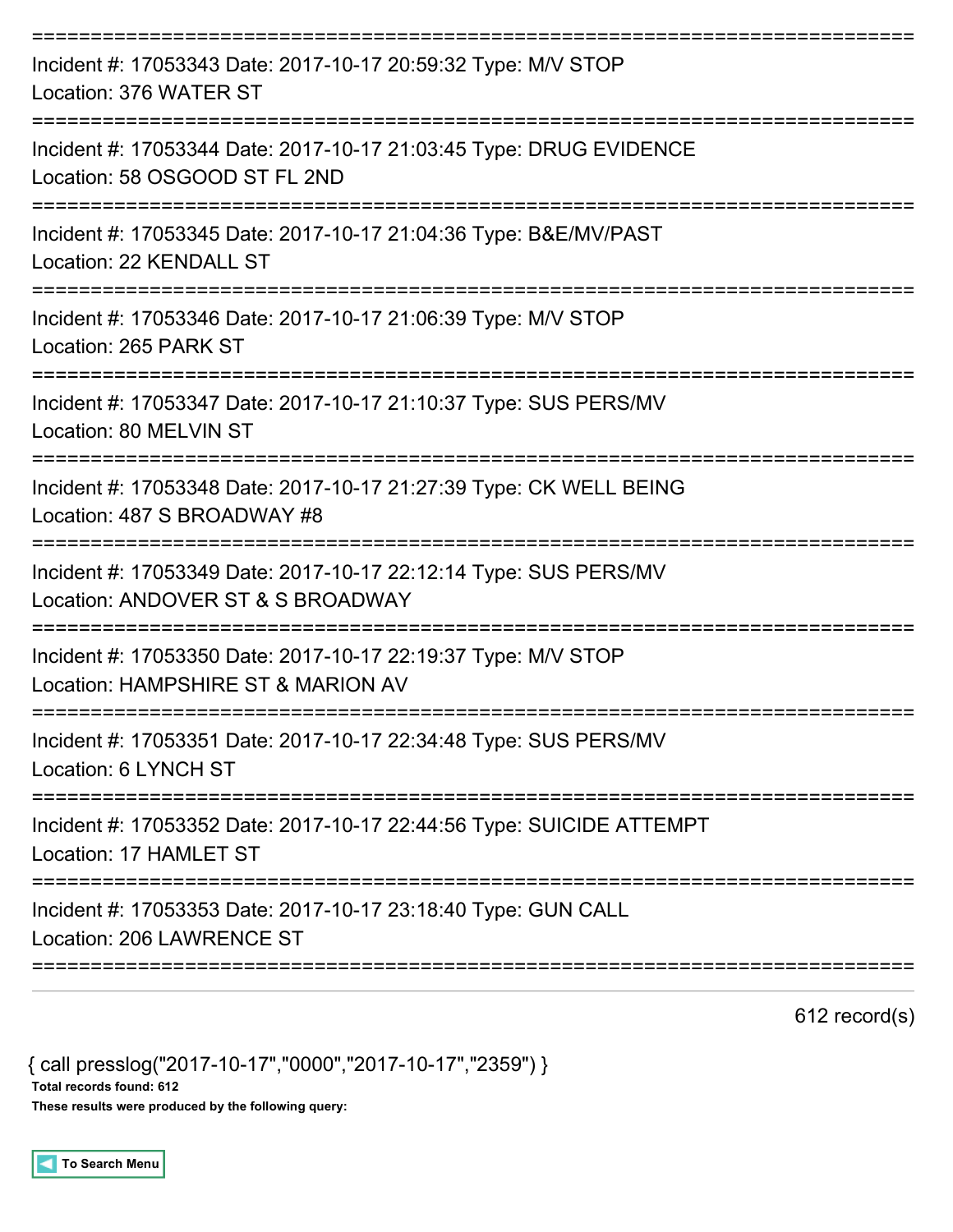===========================================================================

Incident #: 17053343 Date: 2017-10-17 20:59:32 Type: M/V STOP
Location: 376 WATER ST

===========================================================================

Incident #: 17053344 Date: 2017-10-17 21:03:45 Type: DRUG EVIDENCE
Location: 58 OSGOOD ST FL 2ND

===========================================================================

Incident #: 17053345 Date: 2017-10-17 21:04:36 Type: B&E/MV/PAST
Location: 22 KENDALL ST

===========================================================================

Incident #: 17053346 Date: 2017-10-17 21:06:39 Type: M/V STOP
Location: 265 PARK ST

===========================================================================

Incident #: 17053347 Date: 2017-10-17 21:10:37 Type: SUS PERS/MV
Location: 80 MELVIN ST

===========================================================================

Incident #: 17053348 Date: 2017-10-17 21:27:39 Type: CK WELL BEING
Location: 487 S BROADWAY #8

===========================================================================

Incident #: 17053349 Date: 2017-10-17 22:12:14 Type: SUS PERS/MV
Location: ANDOVER ST & S BROADWAY

===========================================================================

Incident #: 17053350 Date: 2017-10-17 22:19:37 Type: M/V STOP
Location: HAMPSHIRE ST & MARION AV

===========================================================================

Incident #: 17053351 Date: 2017-10-17 22:34:48 Type: SUS PERS/MV
Location: 6 LYNCH ST

===========================================================================

Incident #: 17053352 Date: 2017-10-17 22:44:56 Type: SUICIDE ATTEMPT
Location: 17 HAMLET ST

===========================================================================

Incident #: 17053353 Date: 2017-10-17 23:18:40 Type: GUN CALL
Location: 206 LAWRENCE ST

===========================================================================

612 record(s)

{ call presslog("2017-10-17","0000","2017-10-17","2359") }

**Total records found: 612**

**These results were produced by the following query:**

To Search Menu